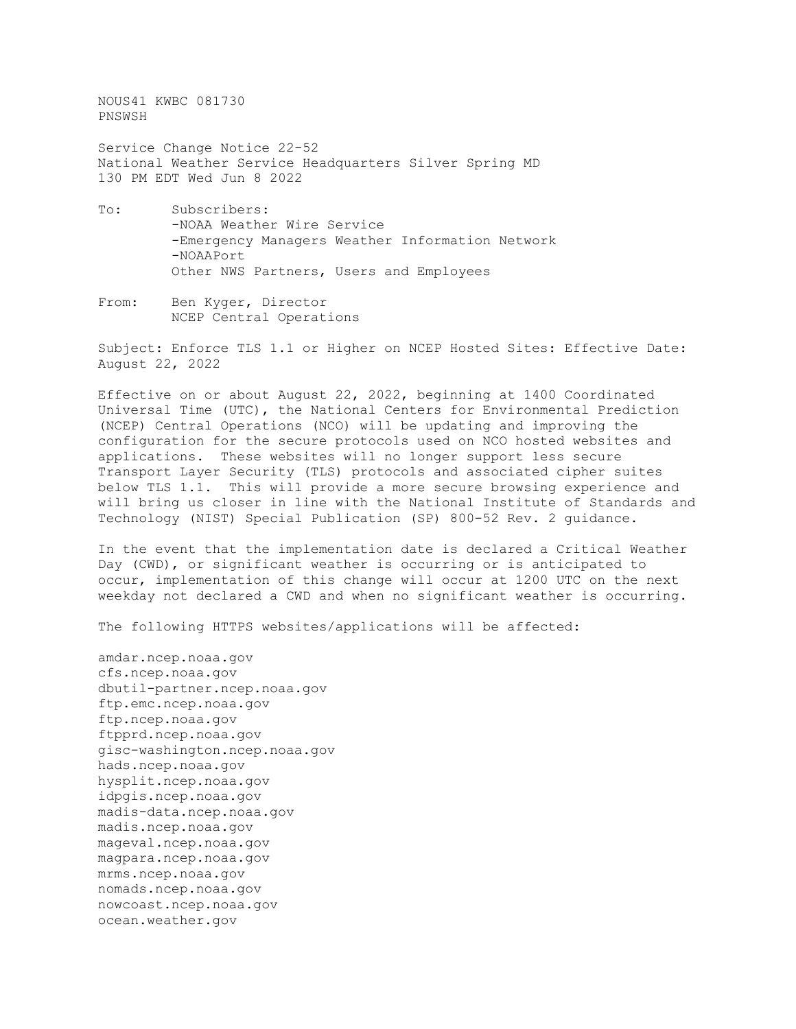NOUS41 KWBC 081730
PNSWSH

Service Change Notice 22-52
National Weather Service Headquarters Silver Spring MD
130 PM EDT Wed Jun 8 2022

To: Subscribers:
- -NOAA Weather Wire Service
- -Emergency Managers Weather Information Network
- -NOAAPort

Other NWS Partners, Users and Employees

From: Ben Kyger, Director
NCEP Central Operations

Subject: Enforce TLS 1.1 or Higher on NCEP Hosted Sites: Effective Date: August 22, 2022

Effective on or about August 22, 2022, beginning at 1400 Coordinated Universal Time (UTC), the National Centers for Environmental Prediction (NCEP) Central Operations (NCO) will be updating and improving the configuration for the secure protocols used on NCO hosted websites and applications. These websites will no longer support less secure Transport Layer Security (TLS) protocols and associated cipher suites below TLS 1.1. This will provide a more secure browsing experience and will bring us closer in line with the National Institute of Standards and Technology (NIST) Special Publication (SP) 800-52 Rev. 2 guidance.

In the event that the implementation date is declared a Critical Weather Day (CWD), or significant weather is occurring or is anticipated to occur, implementation of this change will occur at 1200 UTC on the next weekday not declared a CWD and when no significant weather is occurring.

The following HTTPS websites/applications will be affected:

amdar.ncep.noaa.gov
cfs.ncep.noaa.gov
dbutil-partner.ncep.noaa.gov
ftp.emc.ncep.noaa.gov
ftp.ncep.noaa.gov
ftpprd.ncep.noaa.gov
gisc-washington.ncep.noaa.gov
hads.ncep.noaa.gov
hysplit.ncep.noaa.gov
idpgis.ncep.noaa.gov
madis-data.ncep.noaa.gov
madis.ncep.noaa.gov
mageval.ncep.noaa.gov
magpara.ncep.noaa.gov
mrms.ncep.noaa.gov
nomads.ncep.noaa.gov
nowcoast.ncep.noaa.gov
ocean.weather.gov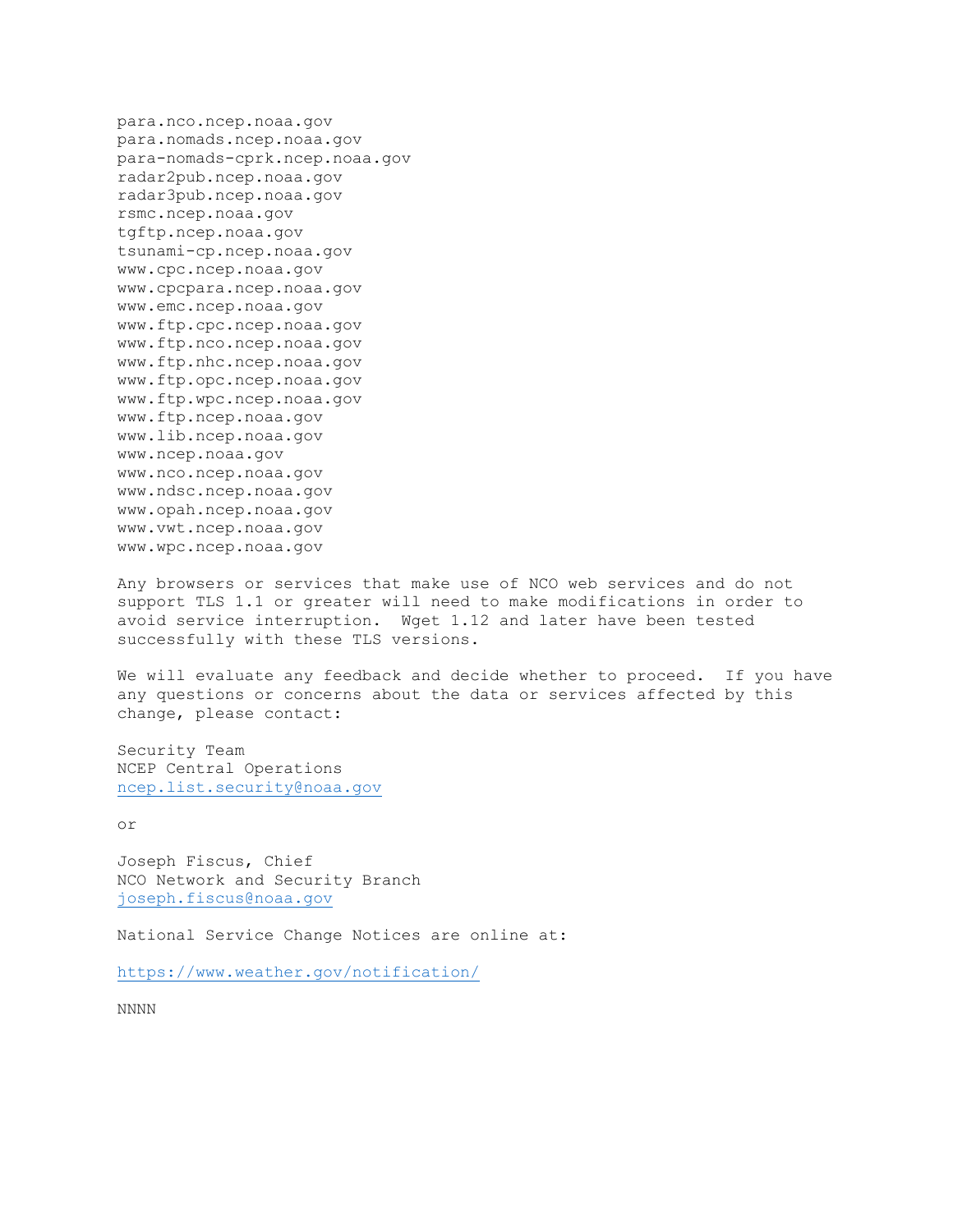para.nco.ncep.noaa.gov
para.nomads.ncep.noaa.gov
para-nomads-cprk.ncep.noaa.gov
radar2pub.ncep.noaa.gov
radar3pub.ncep.noaa.gov
rsmc.ncep.noaa.gov
tgftp.ncep.noaa.gov
tsunami-cp.ncep.noaa.gov
www.cpc.ncep.noaa.gov
www.cpcpara.ncep.noaa.gov
www.emc.ncep.noaa.gov
www.ftp.cpc.ncep.noaa.gov
www.ftp.nco.ncep.noaa.gov
www.ftp.nhc.ncep.noaa.gov
www.ftp.opc.ncep.noaa.gov
www.ftp.wpc.ncep.noaa.gov
www.ftp.ncep.noaa.gov
www.lib.ncep.noaa.gov
www.ncep.noaa.gov
www.nco.ncep.noaa.gov
www.ndsc.ncep.noaa.gov
www.opah.ncep.noaa.gov
www.vwt.ncep.noaa.gov
www.wpc.ncep.noaa.gov

Any browsers or services that make use of NCO web services and do not support TLS 1.1 or greater will need to make modifications in order to avoid service interruption. Wget 1.12 and later have been tested successfully with these TLS versions.

We will evaluate any feedback and decide whether to proceed. If you have any questions or concerns about the data or services affected by this change, please contact:

Security Team
NCEP Central Operations
ncep.list.security@noaa.gov

or

Joseph Fiscus, Chief
NCO Network and Security Branch
joseph.fiscus@noaa.gov

National Service Change Notices are online at:

https://www.weather.gov/notification/

NNNN